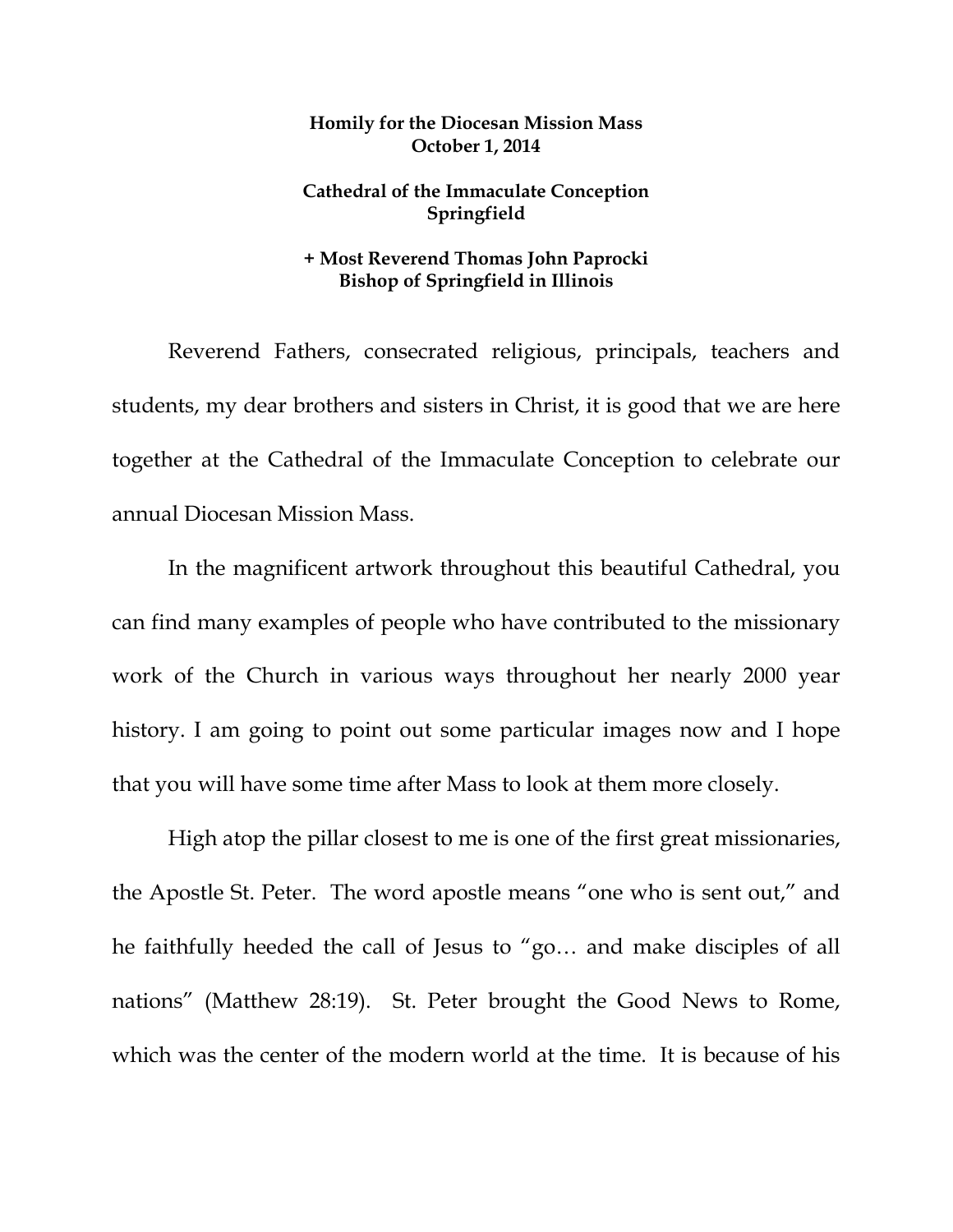**Homily for the Diocesan Mission Mass**
**October 1, 2014**

**Cathedral of the Immaculate Conception**
**Springfield**

**+ Most Reverend Thomas John Paprocki**
**Bishop of Springfield in Illinois**

Reverend Fathers, consecrated religious, principals, teachers and students, my dear brothers and sisters in Christ, it is good that we are here together at the Cathedral of the Immaculate Conception to celebrate our annual Diocesan Mission Mass.

In the magnificent artwork throughout this beautiful Cathedral, you can find many examples of people who have contributed to the missionary work of the Church in various ways throughout her nearly 2000 year history. I am going to point out some particular images now and I hope that you will have some time after Mass to look at them more closely.

High atop the pillar closest to me is one of the first great missionaries, the Apostle St. Peter. The word apostle means "one who is sent out," and he faithfully heeded the call of Jesus to "go… and make disciples of all nations" (Matthew 28:19). St. Peter brought the Good News to Rome, which was the center of the modern world at the time. It is because of his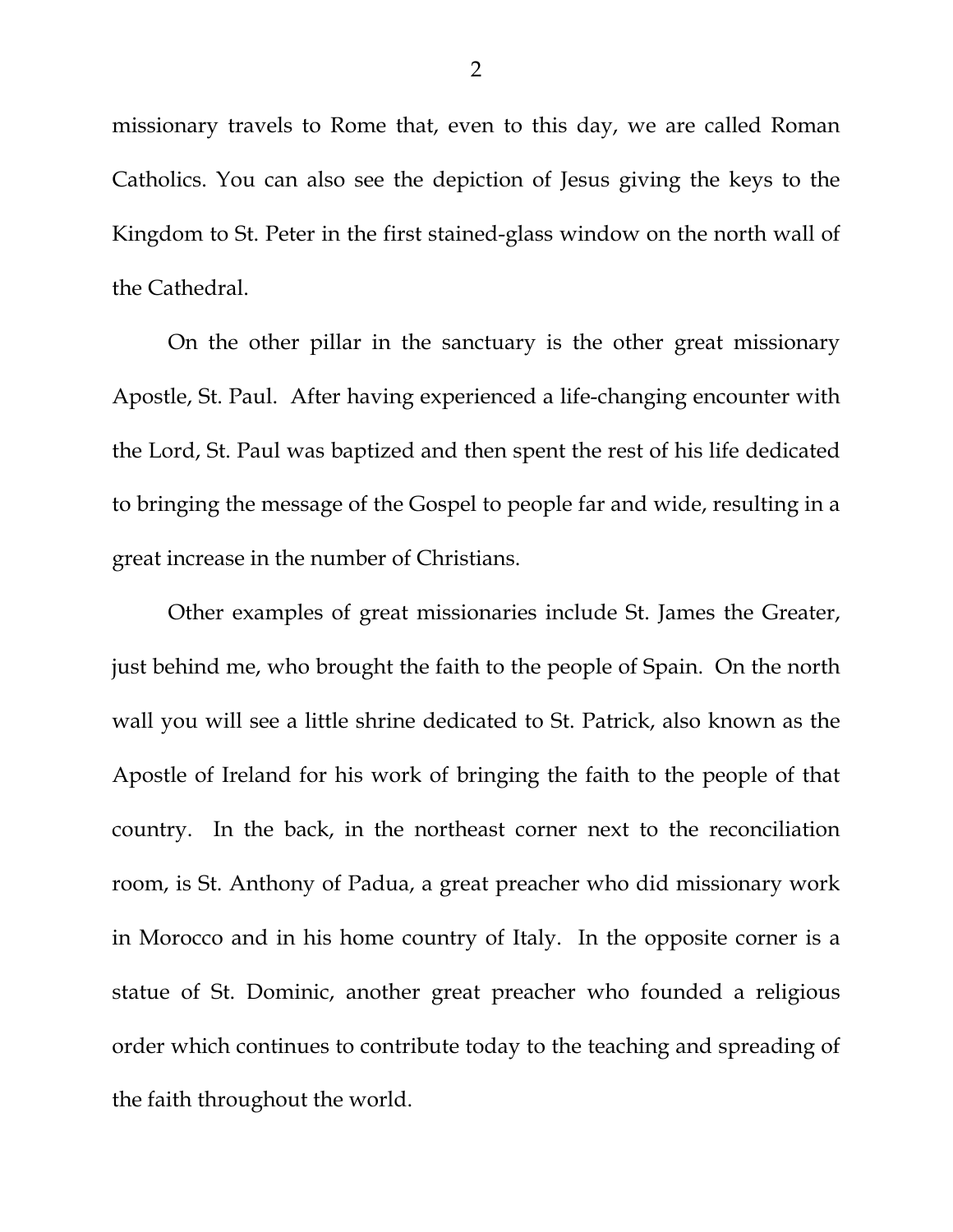missionary travels to Rome that, even to this day, we are called Roman Catholics. You can also see the depiction of Jesus giving the keys to the Kingdom to St. Peter in the first stained-glass window on the north wall of the Cathedral.

On the other pillar in the sanctuary is the other great missionary Apostle, St. Paul. After having experienced a life-changing encounter with the Lord, St. Paul was baptized and then spent the rest of his life dedicated to bringing the message of the Gospel to people far and wide, resulting in a great increase in the number of Christians.

Other examples of great missionaries include St. James the Greater, just behind me, who brought the faith to the people of Spain. On the north wall you will see a little shrine dedicated to St. Patrick, also known as the Apostle of Ireland for his work of bringing the faith to the people of that country. In the back, in the northeast corner next to the reconciliation room, is St. Anthony of Padua, a great preacher who did missionary work in Morocco and in his home country of Italy. In the opposite corner is a statue of St. Dominic, another great preacher who founded a religious order which continues to contribute today to the teaching and spreading of the faith throughout the world.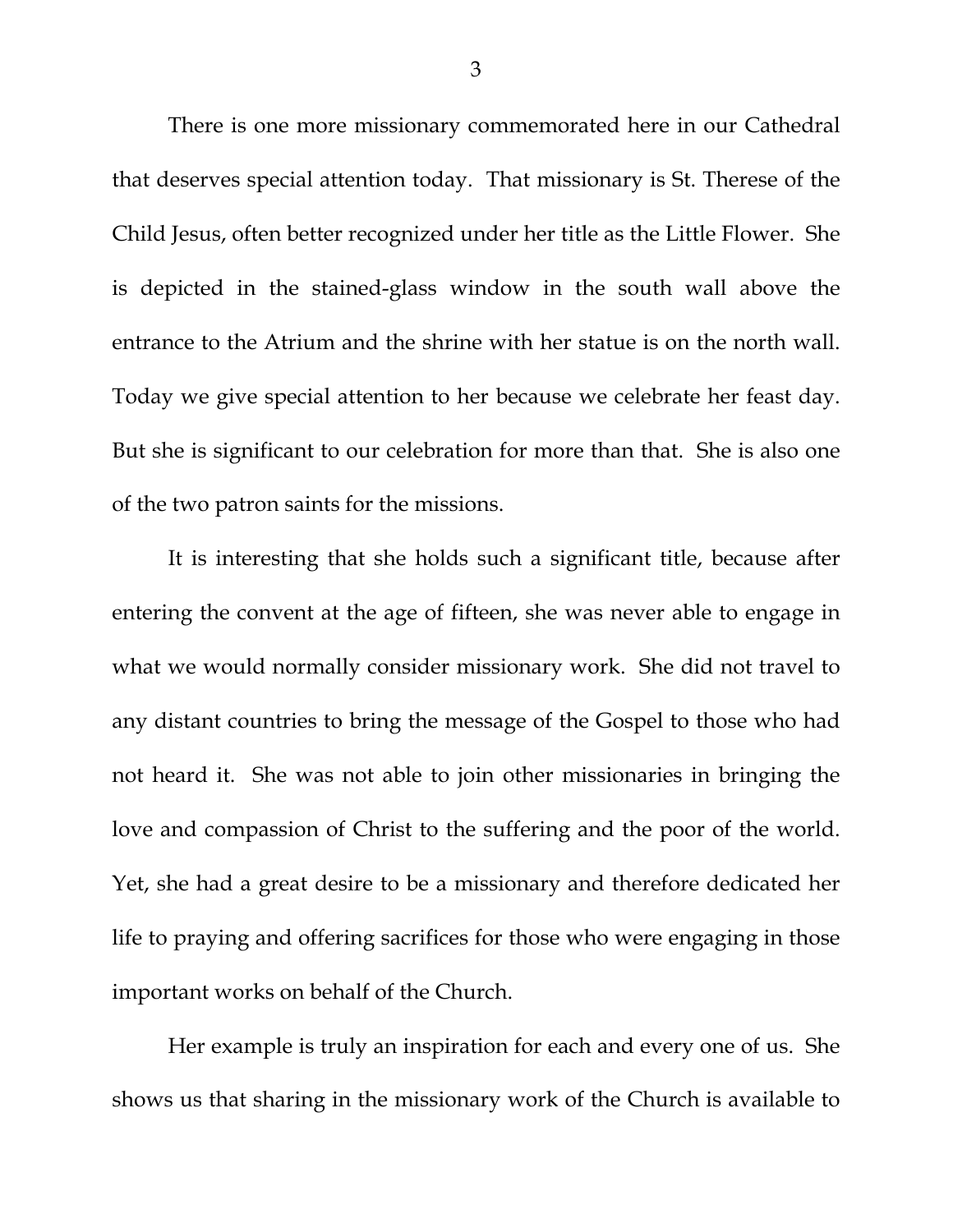There is one more missionary commemorated here in our Cathedral that deserves special attention today. That missionary is St. Therese of the Child Jesus, often better recognized under her title as the Little Flower. She is depicted in the stained-glass window in the south wall above the entrance to the Atrium and the shrine with her statue is on the north wall. Today we give special attention to her because we celebrate her feast day. But she is significant to our celebration for more than that. She is also one of the two patron saints for the missions.

It is interesting that she holds such a significant title, because after entering the convent at the age of fifteen, she was never able to engage in what we would normally consider missionary work. She did not travel to any distant countries to bring the message of the Gospel to those who had not heard it. She was not able to join other missionaries in bringing the love and compassion of Christ to the suffering and the poor of the world. Yet, she had a great desire to be a missionary and therefore dedicated her life to praying and offering sacrifices for those who were engaging in those important works on behalf of the Church.

Her example is truly an inspiration for each and every one of us. She shows us that sharing in the missionary work of the Church is available to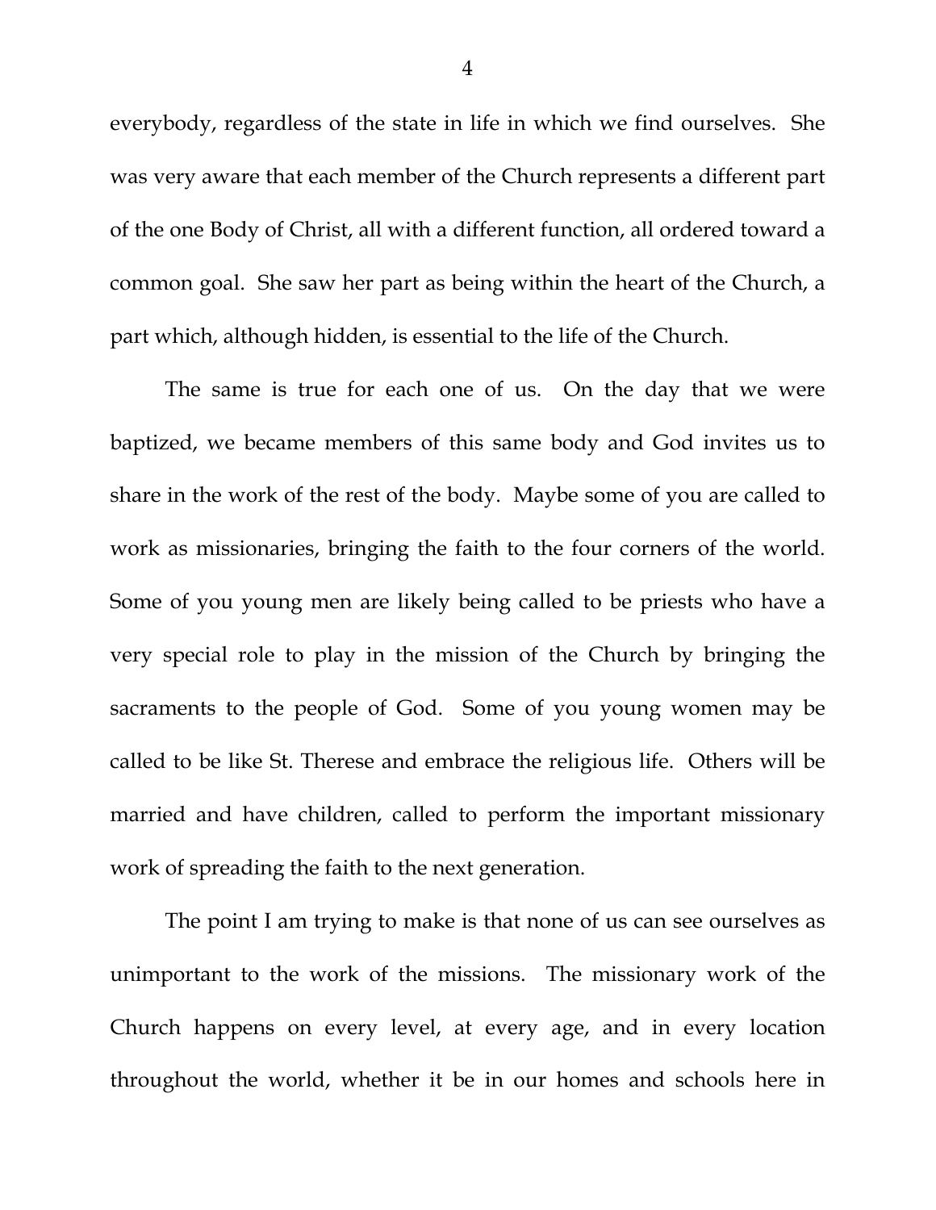everybody, regardless of the state in life in which we find ourselves. She was very aware that each member of the Church represents a different part of the one Body of Christ, all with a different function, all ordered toward a common goal. She saw her part as being within the heart of the Church, a part which, although hidden, is essential to the life of the Church.

The same is true for each one of us. On the day that we were baptized, we became members of this same body and God invites us to share in the work of the rest of the body. Maybe some of you are called to work as missionaries, bringing the faith to the four corners of the world. Some of you young men are likely being called to be priests who have a very special role to play in the mission of the Church by bringing the sacraments to the people of God. Some of you young women may be called to be like St. Therese and embrace the religious life. Others will be married and have children, called to perform the important missionary work of spreading the faith to the next generation.

The point I am trying to make is that none of us can see ourselves as unimportant to the work of the missions. The missionary work of the Church happens on every level, at every age, and in every location throughout the world, whether it be in our homes and schools here in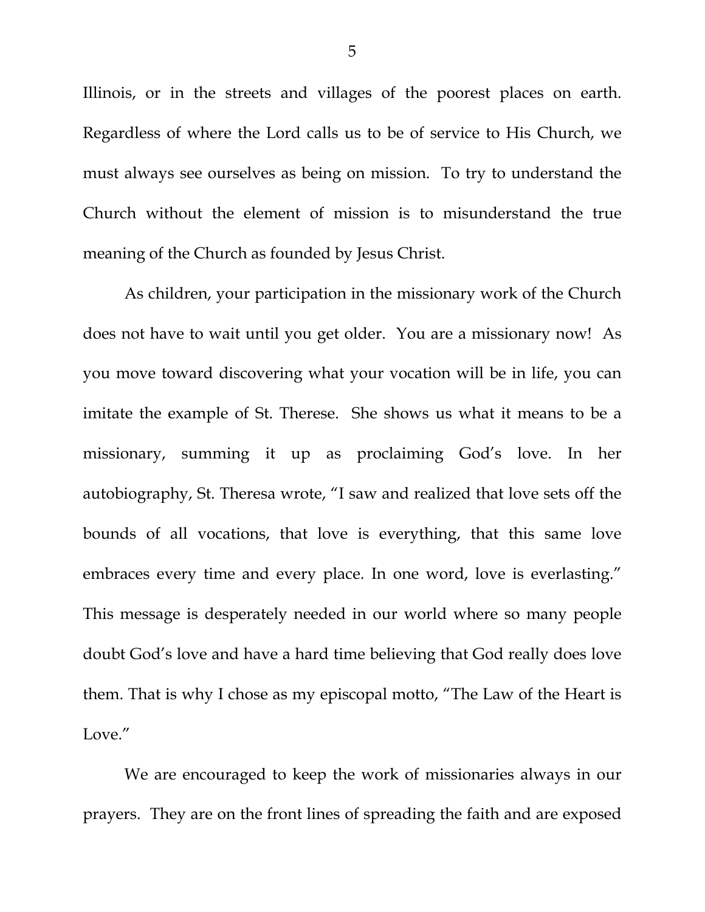Illinois, or in the streets and villages of the poorest places on earth. Regardless of where the Lord calls us to be of service to His Church, we must always see ourselves as being on mission. To try to understand the Church without the element of mission is to misunderstand the true meaning of the Church as founded by Jesus Christ.

As children, your participation in the missionary work of the Church does not have to wait until you get older. You are a missionary now! As you move toward discovering what your vocation will be in life, you can imitate the example of St. Therese. She shows us what it means to be a missionary, summing it up as proclaiming God's love. In her autobiography, St. Theresa wrote, "I saw and realized that love sets off the bounds of all vocations, that love is everything, that this same love embraces every time and every place. In one word, love is everlasting." This message is desperately needed in our world where so many people doubt God's love and have a hard time believing that God really does love them. That is why I chose as my episcopal motto, "The Law of the Heart is Love."

We are encouraged to keep the work of missionaries always in our prayers. They are on the front lines of spreading the faith and are exposed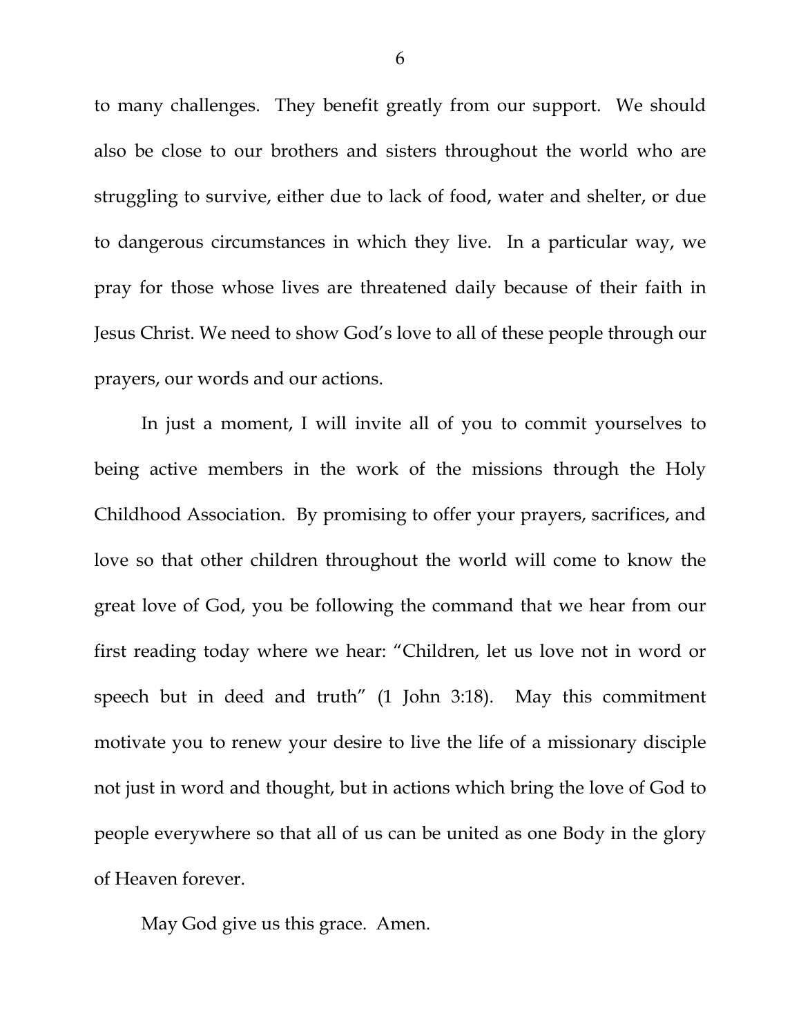to many challenges. They benefit greatly from our support. We should also be close to our brothers and sisters throughout the world who are struggling to survive, either due to lack of food, water and shelter, or due to dangerous circumstances in which they live. In a particular way, we pray for those whose lives are threatened daily because of their faith in Jesus Christ. We need to show God's love to all of these people through our prayers, our words and our actions.

In just a moment, I will invite all of you to commit yourselves to being active members in the work of the missions through the Holy Childhood Association. By promising to offer your prayers, sacrifices, and love so that other children throughout the world will come to know the great love of God, you be following the command that we hear from our first reading today where we hear: "Children, let us love not in word or speech but in deed and truth" (1 John 3:18). May this commitment motivate you to renew your desire to live the life of a missionary disciple not just in word and thought, but in actions which bring the love of God to people everywhere so that all of us can be united as one Body in the glory of Heaven forever.

May God give us this grace. Amen.